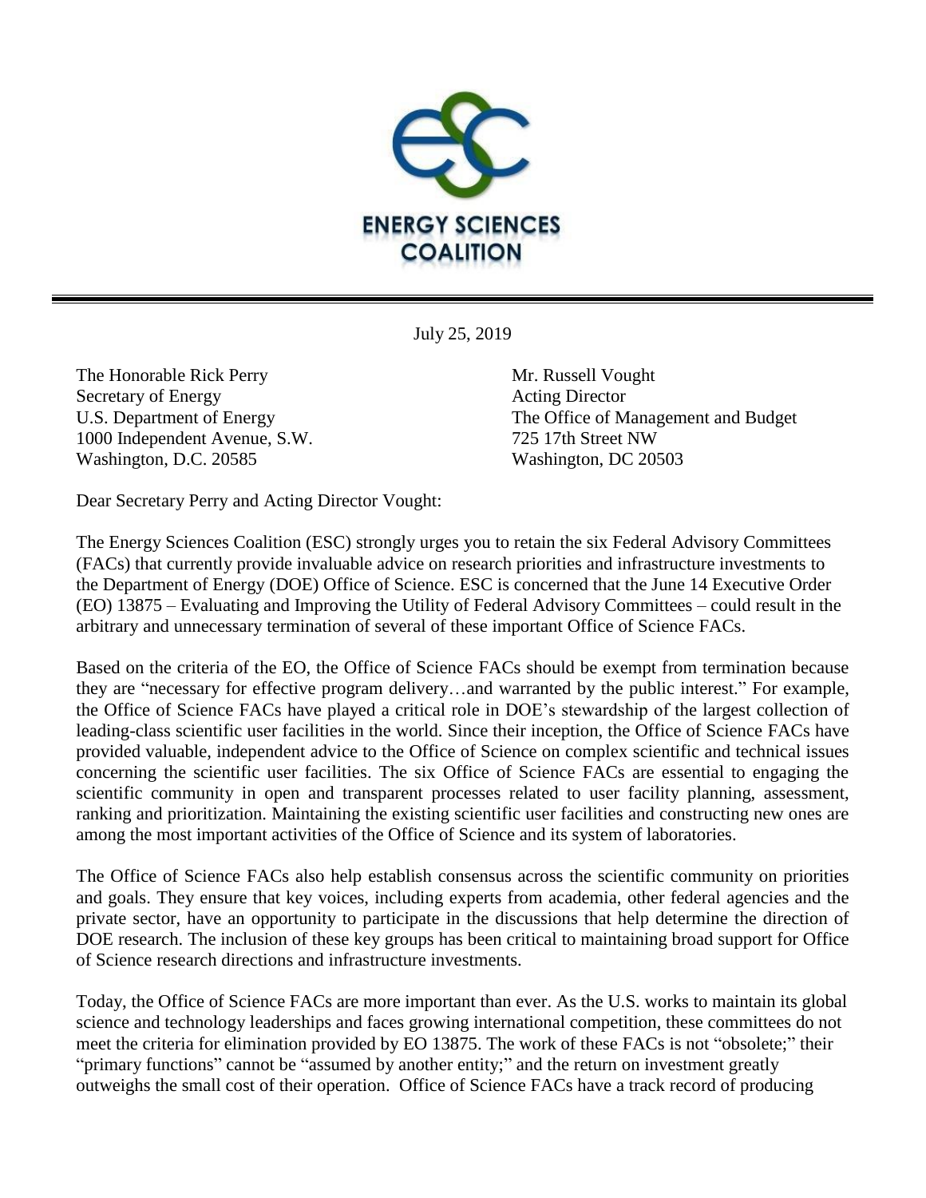ENERGY SCIENCES COALITION

July 25, 2019

The Honorable Rick Perry
Secretary of Energy
U.S. Department of Energy
1000 Independent Avenue, S.W.
Washington, D.C. 20585

Mr. Russell Vought
Acting Director
The Office of Management and Budget
725 17th Street NW
Washington, DC 20503

Dear Secretary Perry and Acting Director Vought:

The Energy Sciences Coalition (ESC) strongly urges you to retain the six Federal Advisory Committees (FACs) that currently provide invaluable advice on research priorities and infrastructure investments to the Department of Energy (DOE) Office of Science. ESC is concerned that the June 14 Executive Order (EO) 13875 – Evaluating and Improving the Utility of Federal Advisory Committees – could result in the arbitrary and unnecessary termination of several of these important Office of Science FACs.

Based on the criteria of the EO, the Office of Science FACs should be exempt from termination because they are "necessary for effective program delivery…and warranted by the public interest." For example, the Office of Science FACs have played a critical role in DOE's stewardship of the largest collection of leading-class scientific user facilities in the world. Since their inception, the Office of Science FACs have provided valuable, independent advice to the Office of Science on complex scientific and technical issues concerning the scientific user facilities. The six Office of Science FACs are essential to engaging the scientific community in open and transparent processes related to user facility planning, assessment, ranking and prioritization. Maintaining the existing scientific user facilities and constructing new ones are among the most important activities of the Office of Science and its system of laboratories.

The Office of Science FACs also help establish consensus across the scientific community on priorities and goals. They ensure that key voices, including experts from academia, other federal agencies and the private sector, have an opportunity to participate in the discussions that help determine the direction of DOE research. The inclusion of these key groups has been critical to maintaining broad support for Office of Science research directions and infrastructure investments.

Today, the Office of Science FACs are more important than ever. As the U.S. works to maintain its global science and technology leaderships and faces growing international competition, these committees do not meet the criteria for elimination provided by EO 13875. The work of these FACs is not "obsolete;" their "primary functions" cannot be "assumed by another entity;" and the return on investment greatly outweighs the small cost of their operation. Office of Science FACs have a track record of producing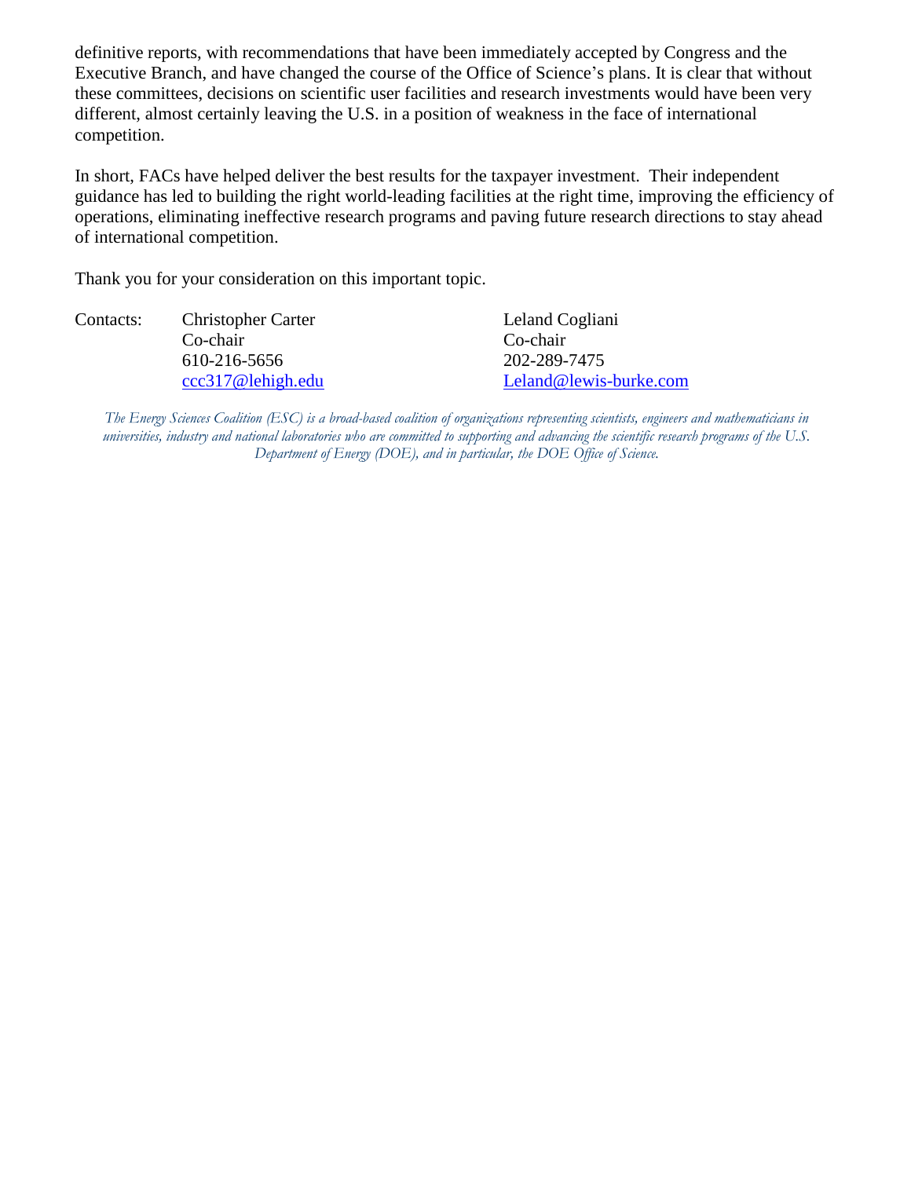definitive reports, with recommendations that have been immediately accepted by Congress and the Executive Branch, and have changed the course of the Office of Science's plans. It is clear that without these committees, decisions on scientific user facilities and research investments would have been very different, almost certainly leaving the U.S. in a position of weakness in the face of international competition.

In short, FACs have helped deliver the best results for the taxpayer investment. Their independent guidance has led to building the right world-leading facilities at the right time, improving the efficiency of operations, eliminating ineffective research programs and paving future research directions to stay ahead of international competition.

Thank you for your consideration on this important topic.

| | | |
|---|---|---|
| Contacts: | Christopher Carter | Leland Cogliani |
| | Co-chair | Co-chair |
| | 610-216-5656 | 202-289-7475 |
| | ccc317@lehigh.edu | Leland@lewis-burke.com |

*The Energy Sciences Coalition (ESC) is a broad-based coalition of organizations representing scientists, engineers and mathematicians in universities, industry and national laboratories who are committed to supporting and advancing the scientific research programs of the U.S. Department of Energy (DOE), and in particular, the DOE Office of Science.*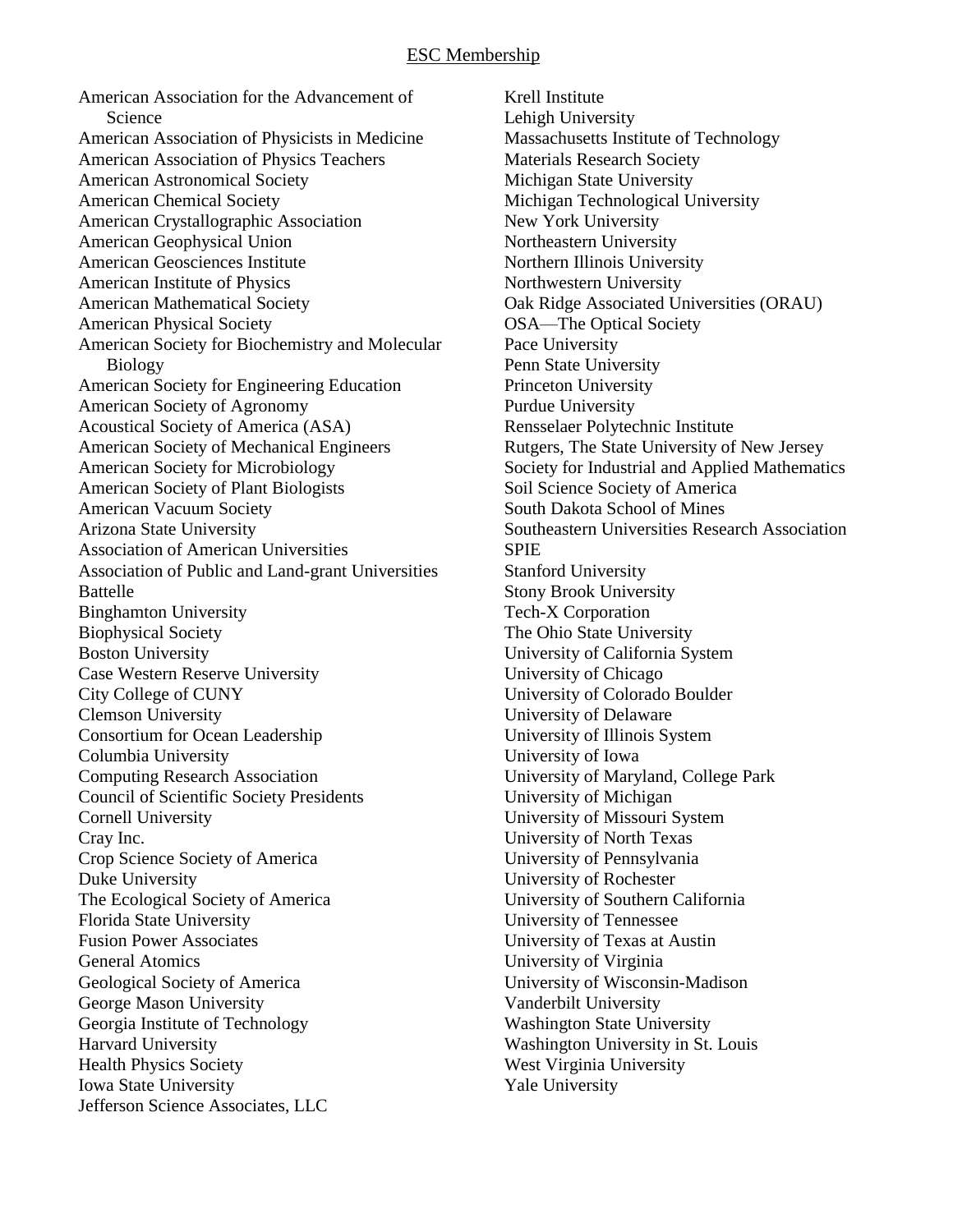ESC Membership

American Association for the Advancement of Science
American Association of Physicists in Medicine
American Association of Physics Teachers
American Astronomical Society
American Chemical Society
American Crystallographic Association
American Geophysical Union
American Geosciences Institute
American Institute of Physics
American Mathematical Society
American Physical Society
American Society for Biochemistry and Molecular Biology
American Society for Engineering Education
American Society of Agronomy
Acoustical Society of America (ASA)
American Society of Mechanical Engineers
American Society for Microbiology
American Society of Plant Biologists
American Vacuum Society
Arizona State University
Association of American Universities
Association of Public and Land-grant Universities
Battelle
Binghamton University
Biophysical Society
Boston University
Case Western Reserve University
City College of CUNY
Clemson University
Consortium for Ocean Leadership
Columbia University
Computing Research Association
Council of Scientific Society Presidents
Cornell University
Cray Inc.
Crop Science Society of America
Duke University
The Ecological Society of America
Florida State University
Fusion Power Associates
General Atomics
Geological Society of America
George Mason University
Georgia Institute of Technology
Harvard University
Health Physics Society
Iowa State University
Jefferson Science Associates, LLC
Krell Institute
Lehigh University
Massachusetts Institute of Technology
Materials Research Society
Michigan State University
Michigan Technological University
New York University
Northeastern University
Northern Illinois University
Northwestern University
Oak Ridge Associated Universities (ORAU)
OSA—The Optical Society
Pace University
Penn State University
Princeton University
Purdue University
Rensselaer Polytechnic Institute
Rutgers, The State University of New Jersey
Society for Industrial and Applied Mathematics
Soil Science Society of America
South Dakota School of Mines
Southeastern Universities Research Association
SPIE
Stanford University
Stony Brook University
Tech-X Corporation
The Ohio State University
University of California System
University of Chicago
University of Colorado Boulder
University of Delaware
University of Illinois System
University of Iowa
University of Maryland, College Park
University of Michigan
University of Missouri System
University of North Texas
University of Pennsylvania
University of Rochester
University of Southern California
University of Tennessee
University of Texas at Austin
University of Virginia
University of Wisconsin-Madison
Vanderbilt University
Washington State University
Washington University in St. Louis
West Virginia University
Yale University